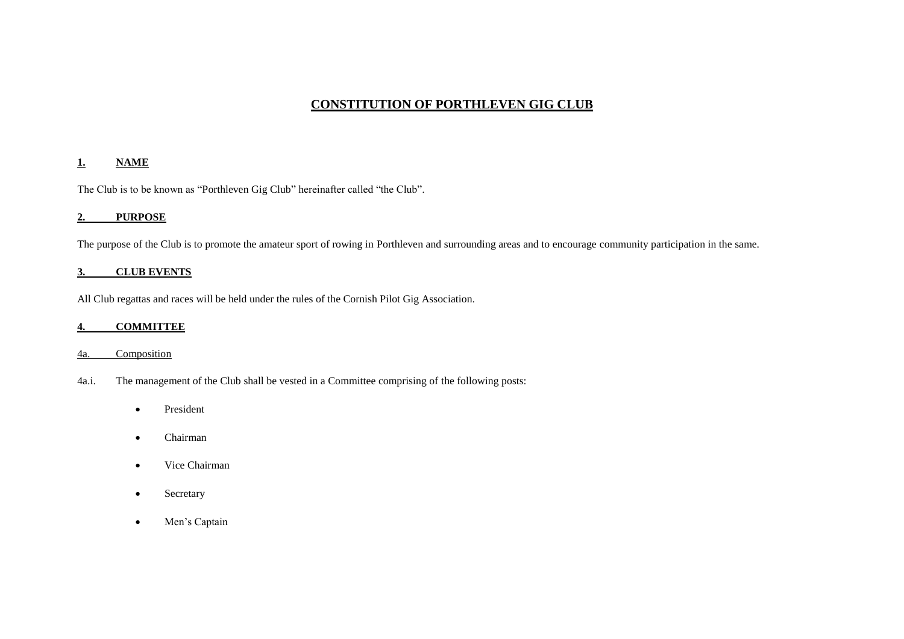# CONSTITUTION OF PORTHLEVEN GIG CLUB

## 1. NAME

The Club is to be known as "Porthleven Gig Club" hereinafter called "the Club".

## 2. PURPOSE

The purpose of the Club is to promote the amateur sport of rowing in Porthleven and surrounding areas and to encourage community participation in the same.

## 3. CLUB EVENTS

All Club regattas and races will be held under the rules of the Cornish Pilot Gig Association.

## 4. COMMITTEE

### 4a. Composition

4a.i. The management of the Club shall be vested in a Committee comprising of the following posts:

- President
- Chairman
- Vice Chairman
- Secretary
- Men's Captain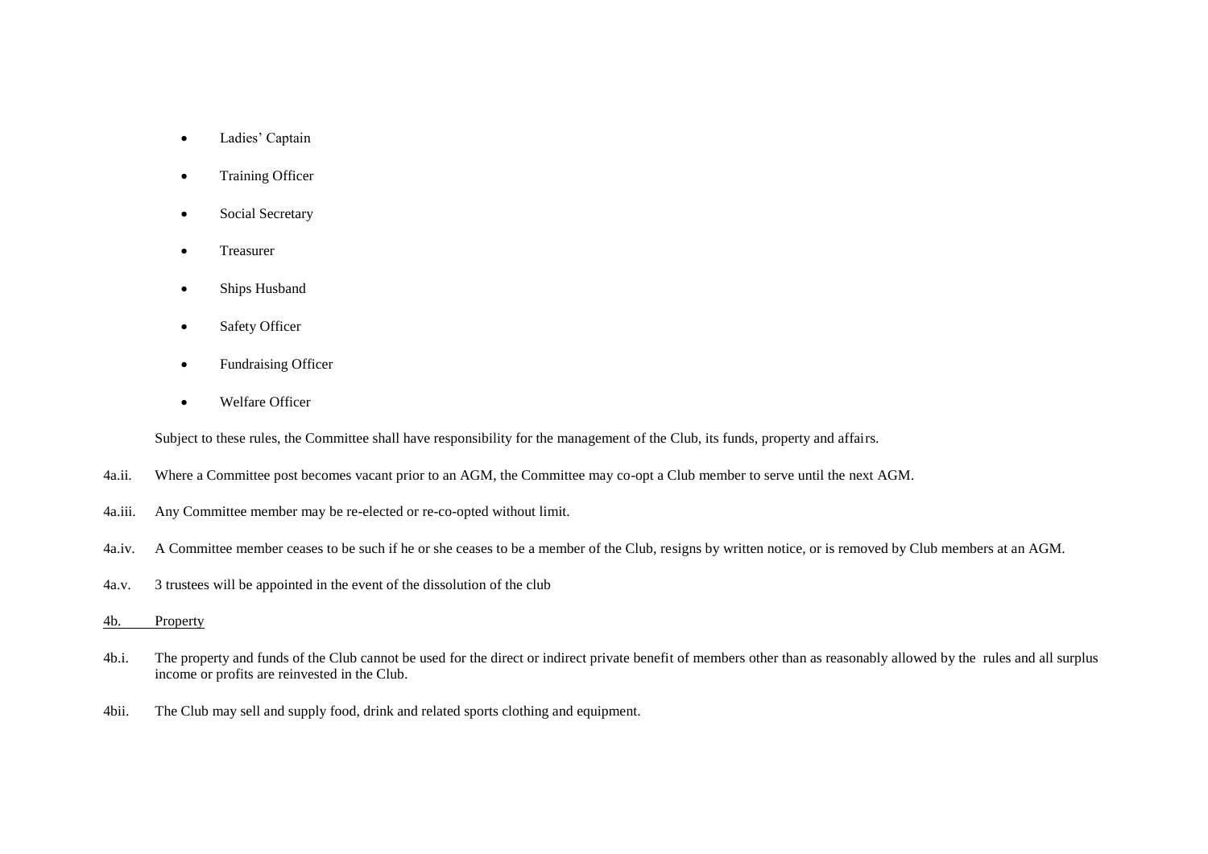- Ladies' Captain
- Training Officer
- Social Secretary
- Treasurer
- Ships Husband
- Safety Officer
- Fundraising Officer
- Welfare Officer

Subject to these rules, the Committee shall have responsibility for the management of the Club, its funds, property and affairs.

4a.ii. Where a Committee post becomes vacant prior to an AGM, the Committee may co-opt a Club member to serve until the next AGM.

4a.iii. Any Committee member may be re-elected or re-co-opted without limit.

4a.iv. A Committee member ceases to be such if he or she ceases to be a member of the Club, resigns by written notice, or is removed by Club members at an AGM.

4a.v. 3 trustees will be appointed in the event of the dissolution of the club

4b. Property

4b.i. The property and funds of the Club cannot be used for the direct or indirect private benefit of members other than as reasonably allowed by the rules and all surplus income or profits are reinvested in the Club.

4bii. The Club may sell and supply food, drink and related sports clothing and equipment.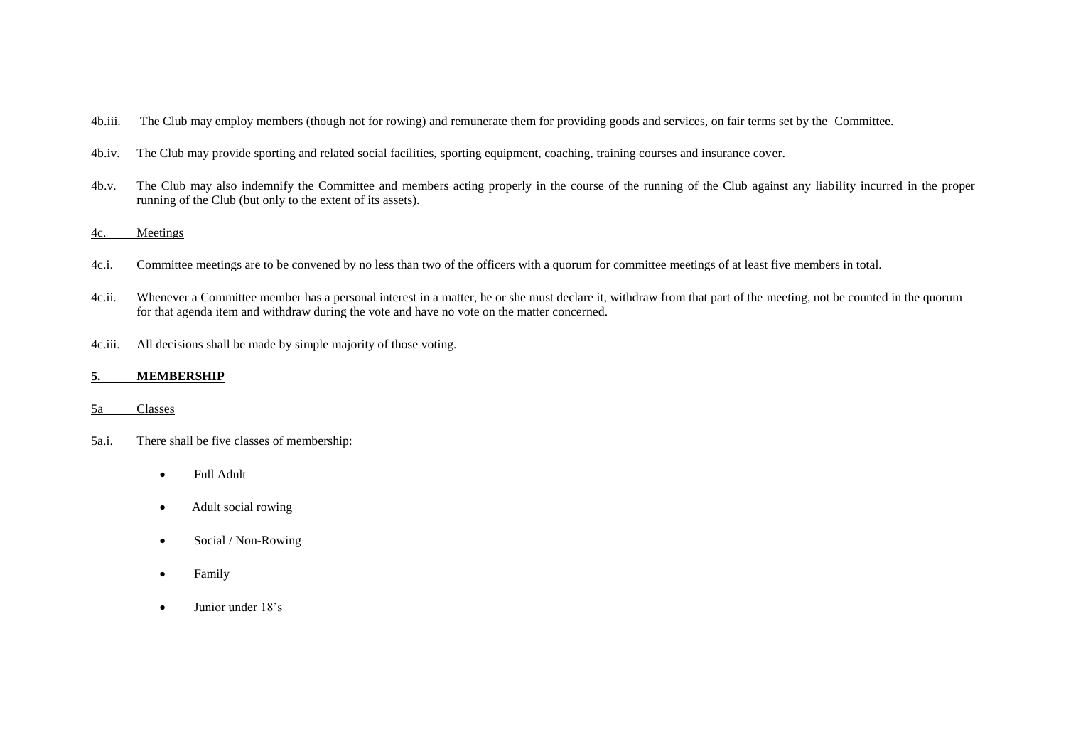4b.iii. The Club may employ members (though not for rowing) and remunerate them for providing goods and services, on fair terms set by the Committee.

4b.iv. The Club may provide sporting and related social facilities, sporting equipment, coaching, training courses and insurance cover.

4b.v. The Club may also indemnify the Committee and members acting properly in the course of the running of the Club against any liability incurred in the proper running of the Club (but only to the extent of its assets).

4c. Meetings

4c.i. Committee meetings are to be convened by no less than two of the officers with a quorum for committee meetings of at least five members in total.

4c.ii. Whenever a Committee member has a personal interest in a matter, he or she must declare it, withdraw from that part of the meeting, not be counted in the quorum for that agenda item and withdraw during the vote and have no vote on the matter concerned.

4c.iii. All decisions shall be made by simple majority of those voting.

**5. MEMBERSHIP**

5a Classes

5a.i. There shall be five classes of membership:

- Full Adult
- Adult social rowing
- Social / Non-Rowing
- Family
- Junior under 18's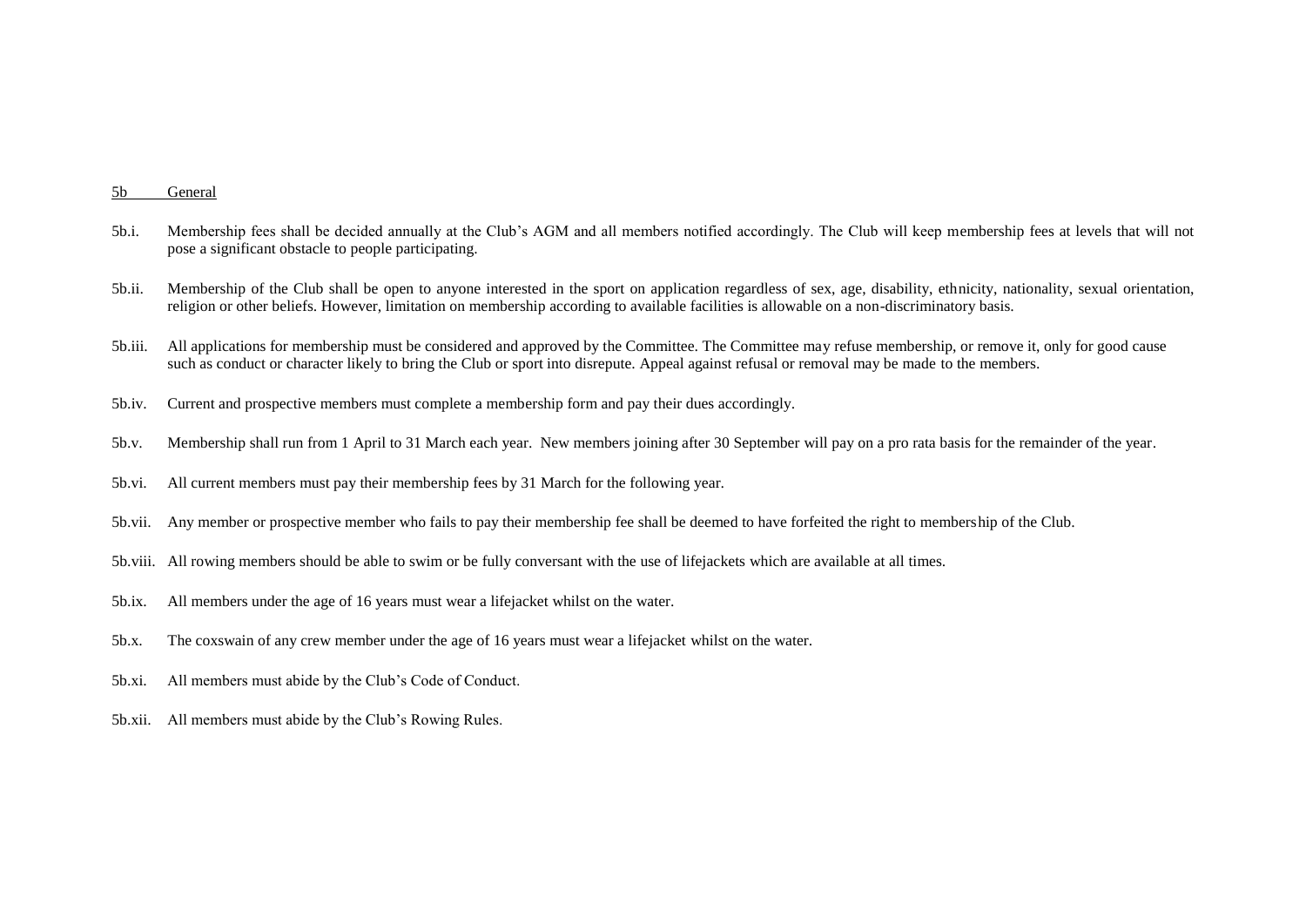<u>5b General</u>

5b.i. Membership fees shall be decided annually at the Club's AGM and all members notified accordingly. The Club will keep membership fees at levels that will not pose a significant obstacle to people participating.

5b.ii. Membership of the Club shall be open to anyone interested in the sport on application regardless of sex, age, disability, ethnicity, nationality, sexual orientation, religion or other beliefs. However, limitation on membership according to available facilities is allowable on a non-discriminatory basis.

5b.iii. All applications for membership must be considered and approved by the Committee. The Committee may refuse membership, or remove it, only for good cause such as conduct or character likely to bring the Club or sport into disrepute. Appeal against refusal or removal may be made to the members.

5b.iv. Current and prospective members must complete a membership form and pay their dues accordingly.

5b.v. Membership shall run from 1 April to 31 March each year. New members joining after 30 September will pay on a pro rata basis for the remainder of the year.

5b.vi. All current members must pay their membership fees by 31 March for the following year.

5b.vii. Any member or prospective member who fails to pay their membership fee shall be deemed to have forfeited the right to membership of the Club.

5b.viii. All rowing members should be able to swim or be fully conversant with the use of lifejackets which are available at all times.

5b.ix. All members under the age of 16 years must wear a lifejacket whilst on the water.

5b.x. The coxswain of any crew member under the age of 16 years must wear a lifejacket whilst on the water.

5b.xi. All members must abide by the Club's Code of Conduct.

5b.xii. All members must abide by the Club's Rowing Rules.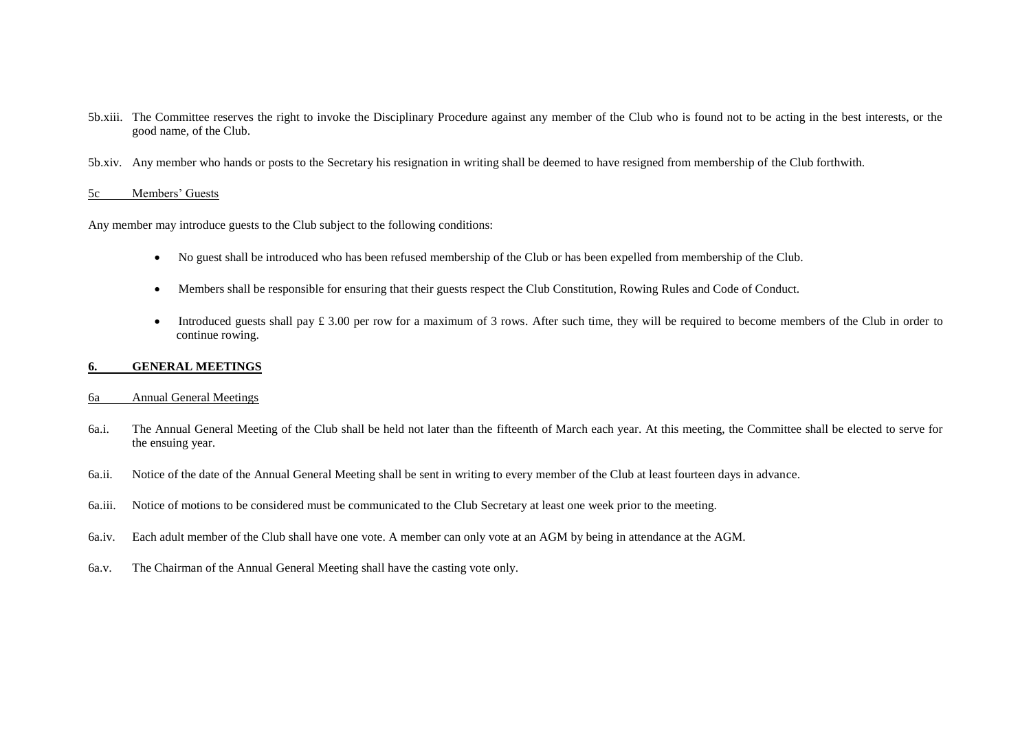5b.xiii. The Committee reserves the right to invoke the Disciplinary Procedure against any member of the Club who is found not to be acting in the best interests, or the good name, of the Club.

5b.xiv. Any member who hands or posts to the Secretary his resignation in writing shall be deemed to have resigned from membership of the Club forthwith.

5c Members' Guests

Any member may introduce guests to the Club subject to the following conditions:

- No guest shall be introduced who has been refused membership of the Club or has been expelled from membership of the Club.
- Members shall be responsible for ensuring that their guests respect the Club Constitution, Rowing Rules and Code of Conduct.
- Introduced guests shall pay £ 3.00 per row for a maximum of 3 rows. After such time, they will be required to become members of the Club in order to continue rowing.

## 6. GENERAL MEETINGS

6a Annual General Meetings

6a.i. The Annual General Meeting of the Club shall be held not later than the fifteenth of March each year. At this meeting, the Committee shall be elected to serve for the ensuing year.

6a.ii. Notice of the date of the Annual General Meeting shall be sent in writing to every member of the Club at least fourteen days in advance.

6a.iii. Notice of motions to be considered must be communicated to the Club Secretary at least one week prior to the meeting.

6a.iv. Each adult member of the Club shall have one vote. A member can only vote at an AGM by being in attendance at the AGM.

6a.v. The Chairman of the Annual General Meeting shall have the casting vote only.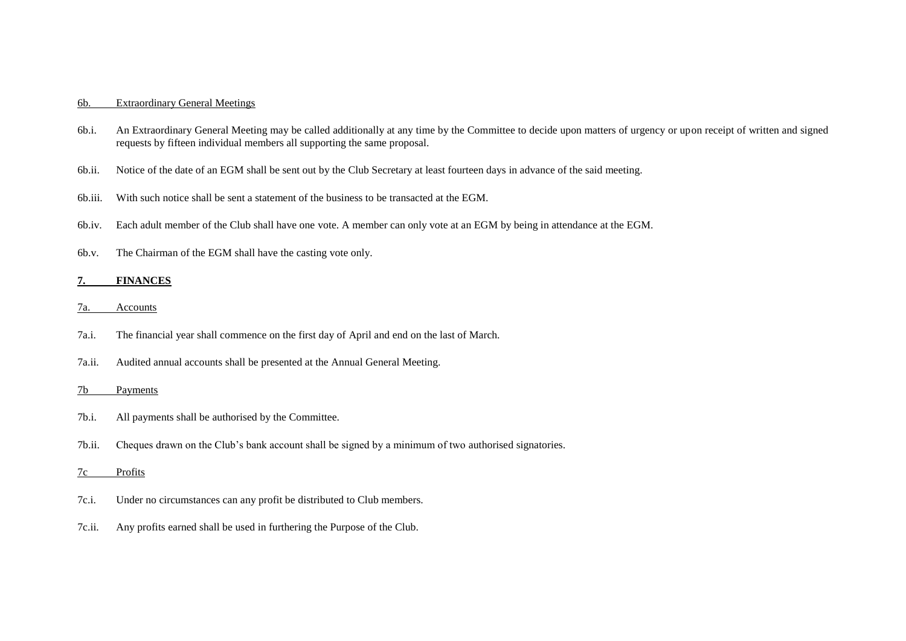6b. Extraordinary General Meetings

6b.i. An Extraordinary General Meeting may be called additionally at any time by the Committee to decide upon matters of urgency or upon receipt of written and signed requests by fifteen individual members all supporting the same proposal.

6b.ii. Notice of the date of an EGM shall be sent out by the Club Secretary at least fourteen days in advance of the said meeting.

6b.iii. With such notice shall be sent a statement of the business to be transacted at the EGM.

6b.iv. Each adult member of the Club shall have one vote. A member can only vote at an EGM by being in attendance at the EGM.

6b.v. The Chairman of the EGM shall have the casting vote only.

## 7. FINANCES

7a. Accounts

7a.i. The financial year shall commence on the first day of April and end on the last of March.

7a.ii. Audited annual accounts shall be presented at the Annual General Meeting.

7b Payments

7b.i. All payments shall be authorised by the Committee.

7b.ii. Cheques drawn on the Club's bank account shall be signed by a minimum of two authorised signatories.

7c Profits

7c.i. Under no circumstances can any profit be distributed to Club members.

7c.ii. Any profits earned shall be used in furthering the Purpose of the Club.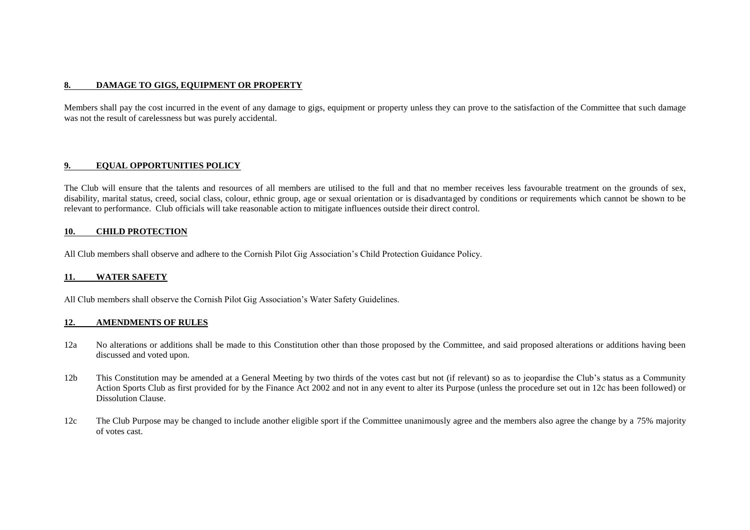## 8. DAMAGE TO GIGS, EQUIPMENT OR PROPERTY

Members shall pay the cost incurred in the event of any damage to gigs, equipment or property unless they can prove to the satisfaction of the Committee that such damage was not the result of carelessness but was purely accidental.

## 9. EQUAL OPPORTUNITIES POLICY

The Club will ensure that the talents and resources of all members are utilised to the full and that no member receives less favourable treatment on the grounds of sex, disability, marital status, creed, social class, colour, ethnic group, age or sexual orientation or is disadvantaged by conditions or requirements which cannot be shown to be relevant to performance. Club officials will take reasonable action to mitigate influences outside their direct control.

## 10. CHILD PROTECTION

All Club members shall observe and adhere to the Cornish Pilot Gig Association's Child Protection Guidance Policy.

## 11. WATER SAFETY

All Club members shall observe the Cornish Pilot Gig Association's Water Safety Guidelines.

## 12. AMENDMENTS OF RULES

12a No alterations or additions shall be made to this Constitution other than those proposed by the Committee, and said proposed alterations or additions having been discussed and voted upon.

12b This Constitution may be amended at a General Meeting by two thirds of the votes cast but not (if relevant) so as to jeopardise the Club's status as a Community Action Sports Club as first provided for by the Finance Act 2002 and not in any event to alter its Purpose (unless the procedure set out in 12c has been followed) or Dissolution Clause.

12c The Club Purpose may be changed to include another eligible sport if the Committee unanimously agree and the members also agree the change by a 75% majority of votes cast.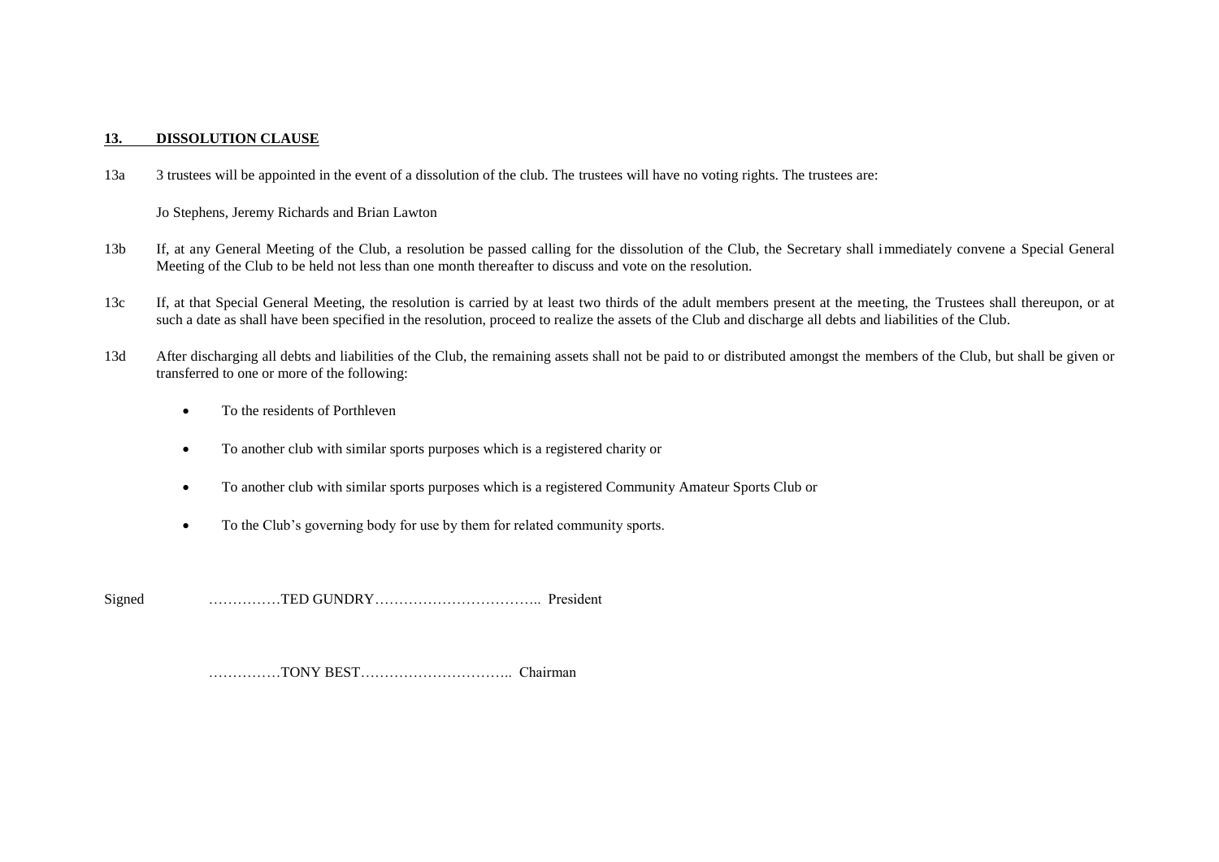## 13. DISSOLUTION CLAUSE

13a 3 trustees will be appointed in the event of a dissolution of the club. The trustees will have no voting rights. The trustees are:

Jo Stephens, Jeremy Richards and Brian Lawton

13b If, at any General Meeting of the Club, a resolution be passed calling for the dissolution of the Club, the Secretary shall immediately convene a Special General Meeting of the Club to be held not less than one month thereafter to discuss and vote on the resolution.

13c If, at that Special General Meeting, the resolution is carried by at least two thirds of the adult members present at the meeting, the Trustees shall thereupon, or at such a date as shall have been specified in the resolution, proceed to realize the assets of the Club and discharge all debts and liabilities of the Club.

13d After discharging all debts and liabilities of the Club, the remaining assets shall not be paid to or distributed amongst the members of the Club, but shall be given or transferred to one or more of the following:

- To the residents of Porthleven
- To another club with similar sports purposes which is a registered charity or
- To another club with similar sports purposes which is a registered Community Amateur Sports Club or
- To the Club's governing body for use by them for related community sports.

Signed ……………TED GUNDRY…………………………….. President

……………TONY BEST………………………….. Chairman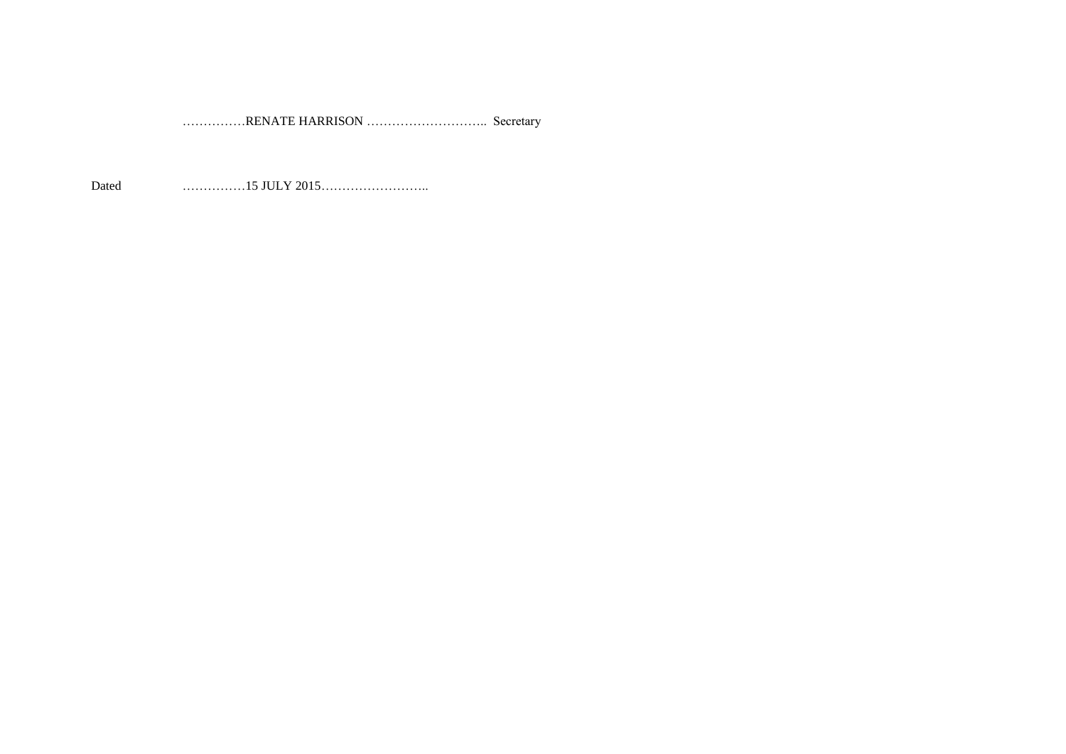……………RENATE HARRISON ……………………….. Secretary

Dated ……………15 JULY 2015……………………..